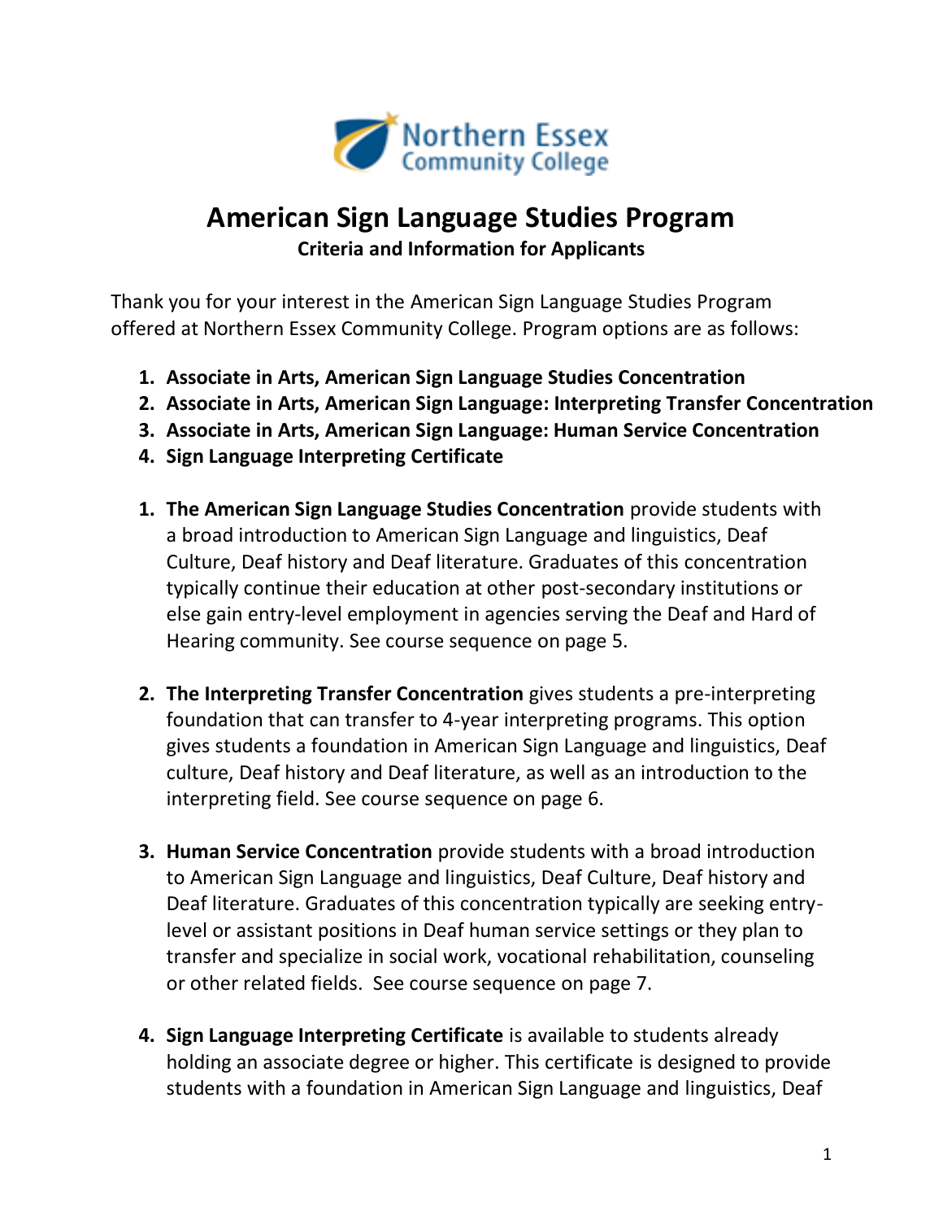Northern Essex Community College

# American Sign Language Studies Program

**Criteria and Information for Applicants**

Thank you for your interest in the American Sign Language Studies Program offered at Northern Essex Community College. Program options are as follows:

1. **Associate in Arts, American Sign Language Studies Concentration**
2. **Associate in Arts, American Sign Language: Interpreting Transfer Concentration**
3. **Associate in Arts, American Sign Language: Human Service Concentration**
4. **Sign Language Interpreting Certificate**

1. **The American Sign Language Studies Concentration** provide students with a broad introduction to American Sign Language and linguistics, Deaf Culture, Deaf history and Deaf literature. Graduates of this concentration typically continue their education at other post-secondary institutions or else gain entry-level employment in agencies serving the Deaf and Hard of Hearing community. See course sequence on page 5.

2. **The Interpreting Transfer Concentration** gives students a pre-interpreting foundation that can transfer to 4-year interpreting programs. This option gives students a foundation in American Sign Language and linguistics, Deaf culture, Deaf history and Deaf literature, as well as an introduction to the interpreting field. See course sequence on page 6.

3. **Human Service Concentration** provide students with a broad introduction to American Sign Language and linguistics, Deaf Culture, Deaf history and Deaf literature. Graduates of this concentration typically are seeking entry-level or assistant positions in Deaf human service settings or they plan to transfer and specialize in social work, vocational rehabilitation, counseling or other related fields. See course sequence on page 7.

4. **Sign Language Interpreting Certificate** is available to students already holding an associate degree or higher. This certificate is designed to provide students with a foundation in American Sign Language and linguistics, Deaf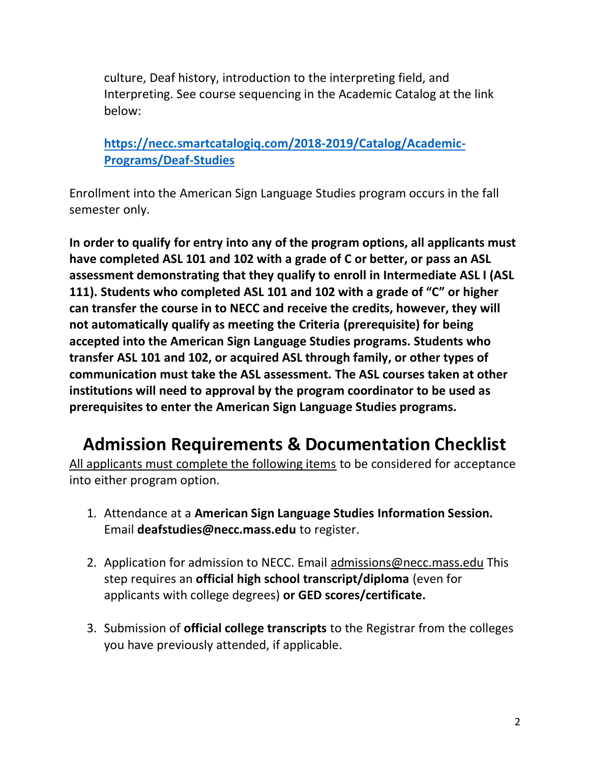culture, Deaf history, introduction to the interpreting field, and Interpreting. See course sequencing in the Academic Catalog at the link below:

**[https://necc.smartcatalogiq.com/2018-2019/Catalog/Academic-Programs/Deaf-Studies](https://necc.smartcatalogiq.com/2018-2019/Catalog/Academic-Programs/Deaf-Studies)**

Enrollment into the American Sign Language Studies program occurs in the fall semester only.

**In order to qualify for entry into any of the program options, all applicants must have completed ASL 101 and 102 with a grade of C or better, or pass an ASL assessment demonstrating that they qualify to enroll in Intermediate ASL I (ASL 111). Students who completed ASL 101 and 102 with a grade of "C" or higher can transfer the course in to NECC and receive the credits, however, they will not automatically qualify as meeting the Criteria (prerequisite) for being accepted into the American Sign Language Studies programs. Students who transfer ASL 101 and 102, or acquired ASL through family, or other types of communication must take the ASL assessment. The ASL courses taken at other institutions will need to approval by the program coordinator to be used as prerequisites to enter the American Sign Language Studies programs.**

## Admission Requirements & Documentation Checklist

<u>All applicants must complete the following items</u> to be considered for acceptance into either program option.

1. Attendance at a **American Sign Language Studies Information Session.** Email **deafstudies@necc.mass.edu** to register.

2. Application for admission to NECC. Email admissions@necc.mass.edu This step requires an **official high school transcript/diploma** (even for applicants with college degrees) **or GED scores/certificate.**

3. Submission of **official college transcripts** to the Registrar from the colleges you have previously attended, if applicable.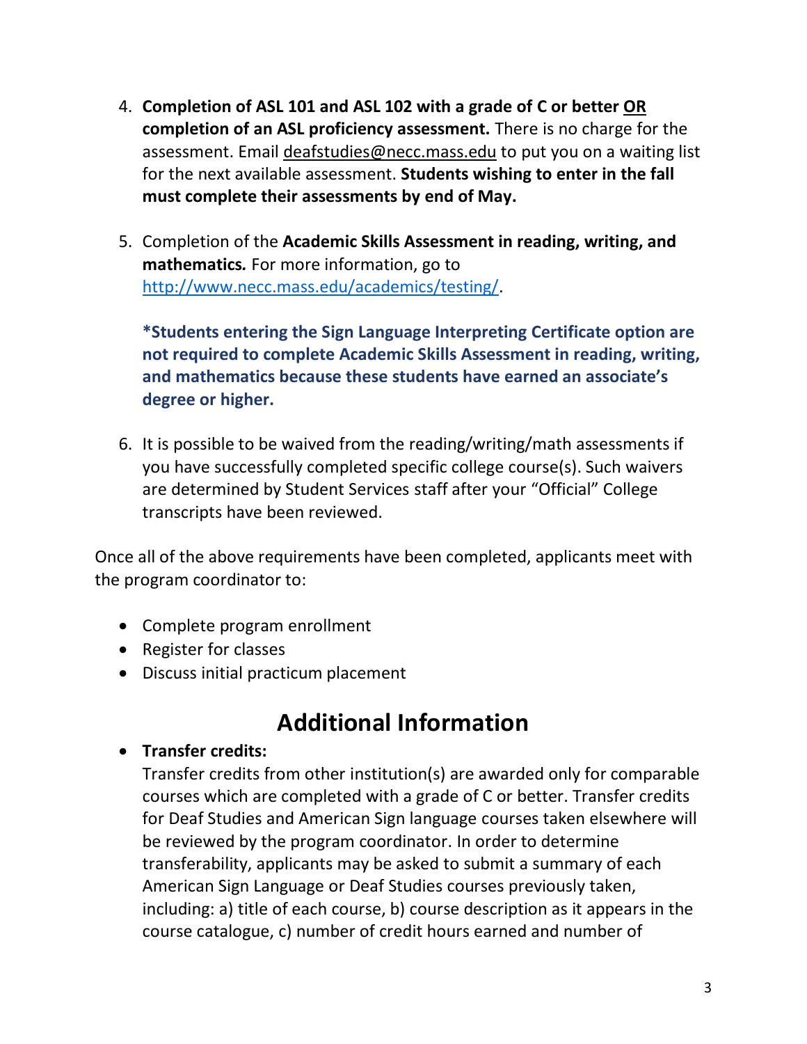4. **Completion of ASL 101 and ASL 102 with a grade of C or better OR completion of an ASL proficiency assessment.** There is no charge for the assessment. Email deafstudies@necc.mass.edu to put you on a waiting list for the next available assessment. **Students wishing to enter in the fall must complete their assessments by end of May.**

5. Completion of the **Academic Skills Assessment in reading, writing, and mathematics.** For more information, go to http://www.necc.mass.edu/academics/testing/.

   ***Students entering the Sign Language Interpreting Certificate option are not required to complete Academic Skills Assessment in reading, writing, and mathematics because these students have earned an associate's degree or higher.**

6. It is possible to be waived from the reading/writing/math assessments if you have successfully completed specific college course(s). Such waivers are determined by Student Services staff after your "Official" College transcripts have been reviewed.

Once all of the above requirements have been completed, applicants meet with the program coordinator to:

- Complete program enrollment
- Register for classes
- Discuss initial practicum placement

## Additional Information

- **Transfer credits:**
  Transfer credits from other institution(s) are awarded only for comparable courses which are completed with a grade of C or better. Transfer credits for Deaf Studies and American Sign language courses taken elsewhere will be reviewed by the program coordinator. In order to determine transferability, applicants may be asked to submit a summary of each American Sign Language or Deaf Studies courses previously taken, including: a) title of each course, b) course description as it appears in the course catalogue, c) number of credit hours earned and number of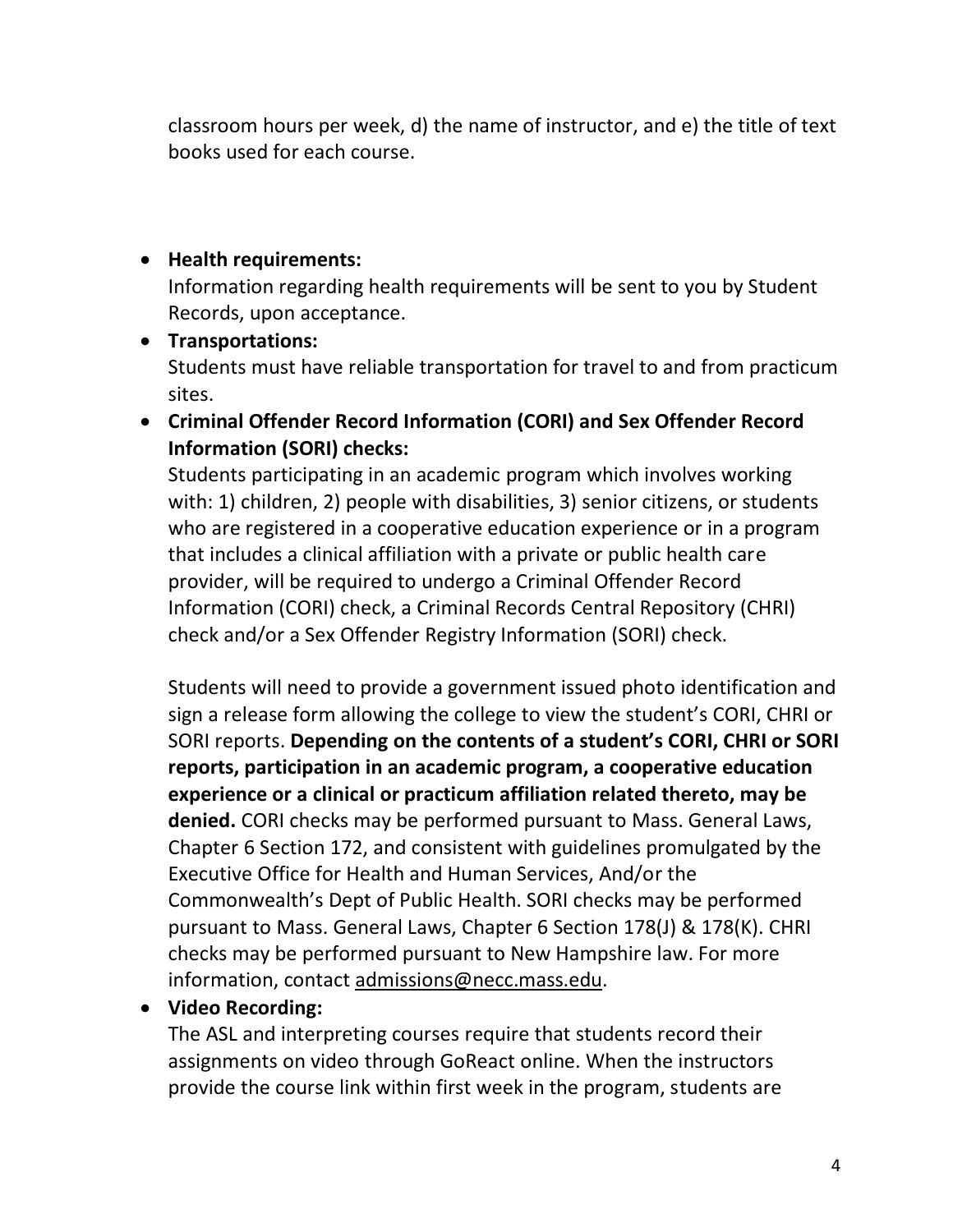classroom hours per week, d) the name of instructor, and e) the title of text books used for each course.

- **Health requirements:**
  Information regarding health requirements will be sent to you by Student Records, upon acceptance.
- **Transportations:**
  Students must have reliable transportation for travel to and from practicum sites.
- **Criminal Offender Record Information (CORI) and Sex Offender Record Information (SORI) checks:**
  Students participating in an academic program which involves working with: 1) children, 2) people with disabilities, 3) senior citizens, or students who are registered in a cooperative education experience or in a program that includes a clinical affiliation with a private or public health care provider, will be required to undergo a Criminal Offender Record Information (CORI) check, a Criminal Records Central Repository (CHRI) check and/or a Sex Offender Registry Information (SORI) check.

  Students will need to provide a government issued photo identification and sign a release form allowing the college to view the student's CORI, CHRI or SORI reports. **Depending on the contents of a student's CORI, CHRI or SORI reports, participation in an academic program, a cooperative education experience or a clinical or practicum affiliation related thereto, may be denied.** CORI checks may be performed pursuant to Mass. General Laws, Chapter 6 Section 172, and consistent with guidelines promulgated by the Executive Office for Health and Human Services, And/or the Commonwealth's Dept of Public Health. SORI checks may be performed pursuant to Mass. General Laws, Chapter 6 Section 178(J) & 178(K). CHRI checks may be performed pursuant to New Hampshire law. For more information, contact admissions@necc.mass.edu.
- **Video Recording:**
  The ASL and interpreting courses require that students record their assignments on video through GoReact online. When the instructors provide the course link within first week in the program, students are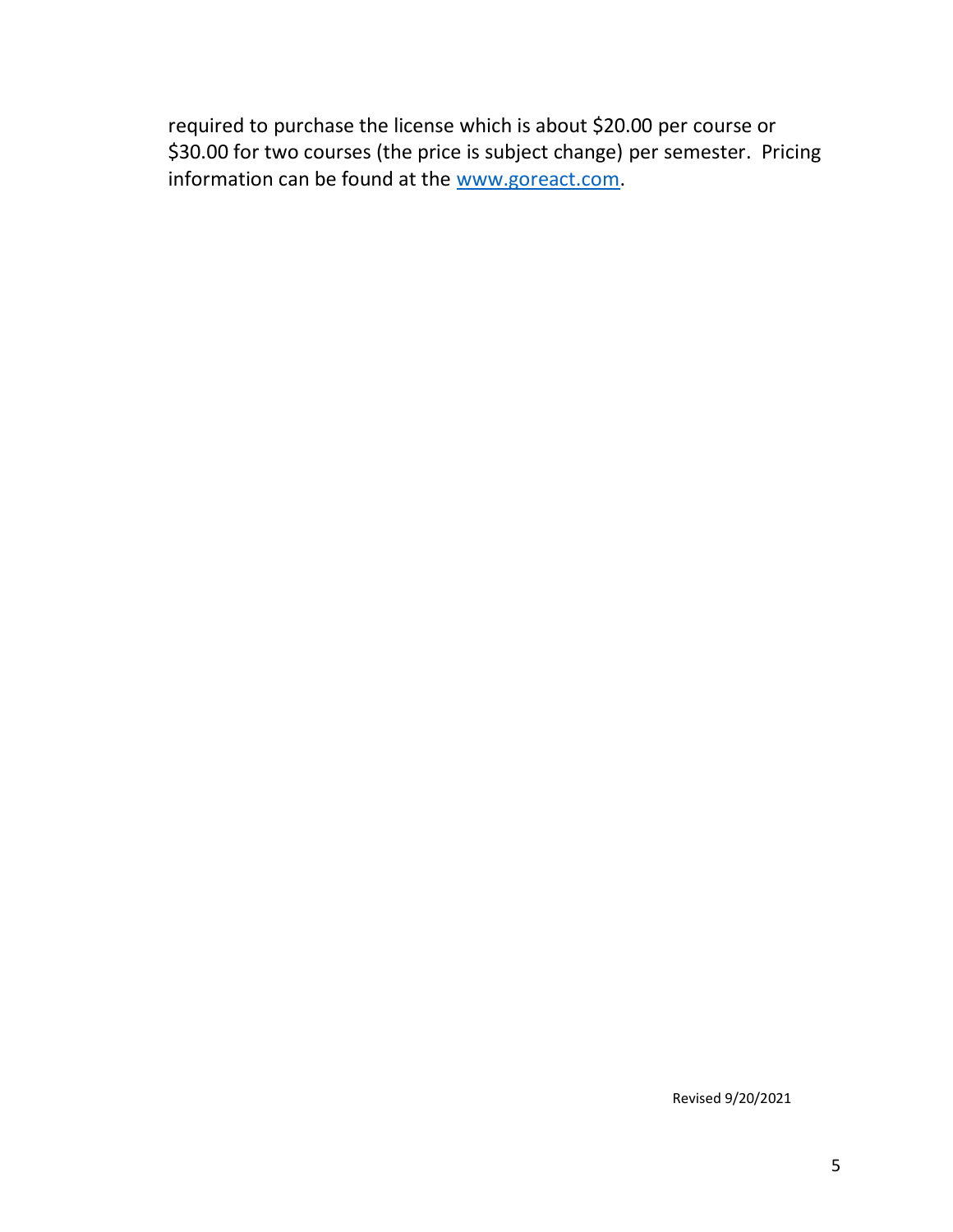required to purchase the license which is about $20.00 per course or $30.00 for two courses (the price is subject change) per semester. Pricing information can be found at the [www.goreact.com](http://www.goreact.com).

Revised 9/20/2021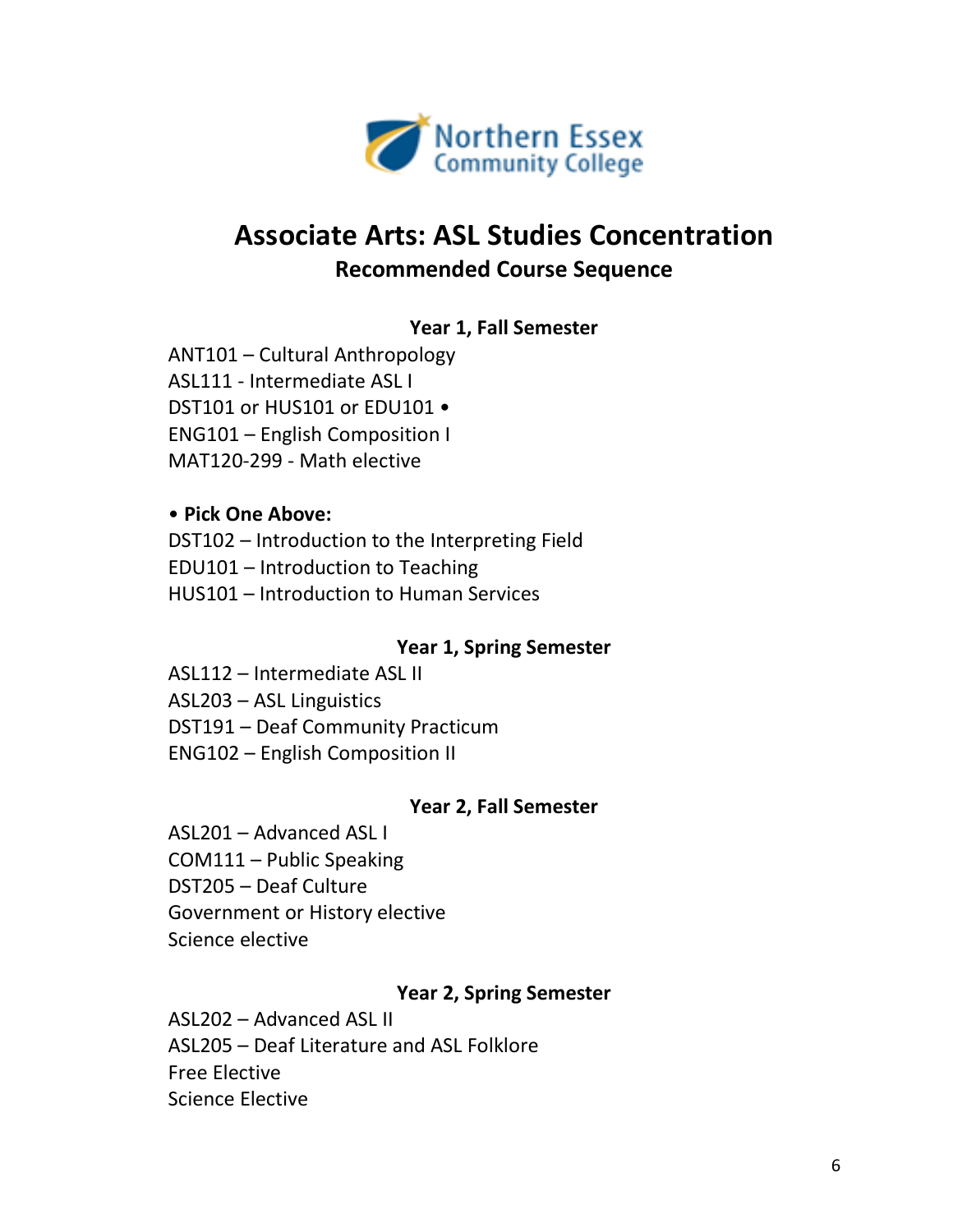Northern Essex Community College

# Associate Arts: ASL Studies Concentration

## Recommended Course Sequence

### Year 1, Fall Semester

ANT101 – Cultural Anthropology
ASL111 - Intermediate ASL I
DST101 or HUS101 or EDU101 •
ENG101 – English Composition I
MAT120-299 - Math elective

• **Pick One Above:**
DST102 – Introduction to the Interpreting Field
EDU101 – Introduction to Teaching
HUS101 – Introduction to Human Services

### Year 1, Spring Semester

ASL112 – Intermediate ASL II
ASL203 – ASL Linguistics
DST191 – Deaf Community Practicum
ENG102 – English Composition II

### Year 2, Fall Semester

ASL201 – Advanced ASL I
COM111 – Public Speaking
DST205 – Deaf Culture
Government or History elective
Science elective

### Year 2, Spring Semester

ASL202 – Advanced ASL II
ASL205 – Deaf Literature and ASL Folklore
Free Elective
Science Elective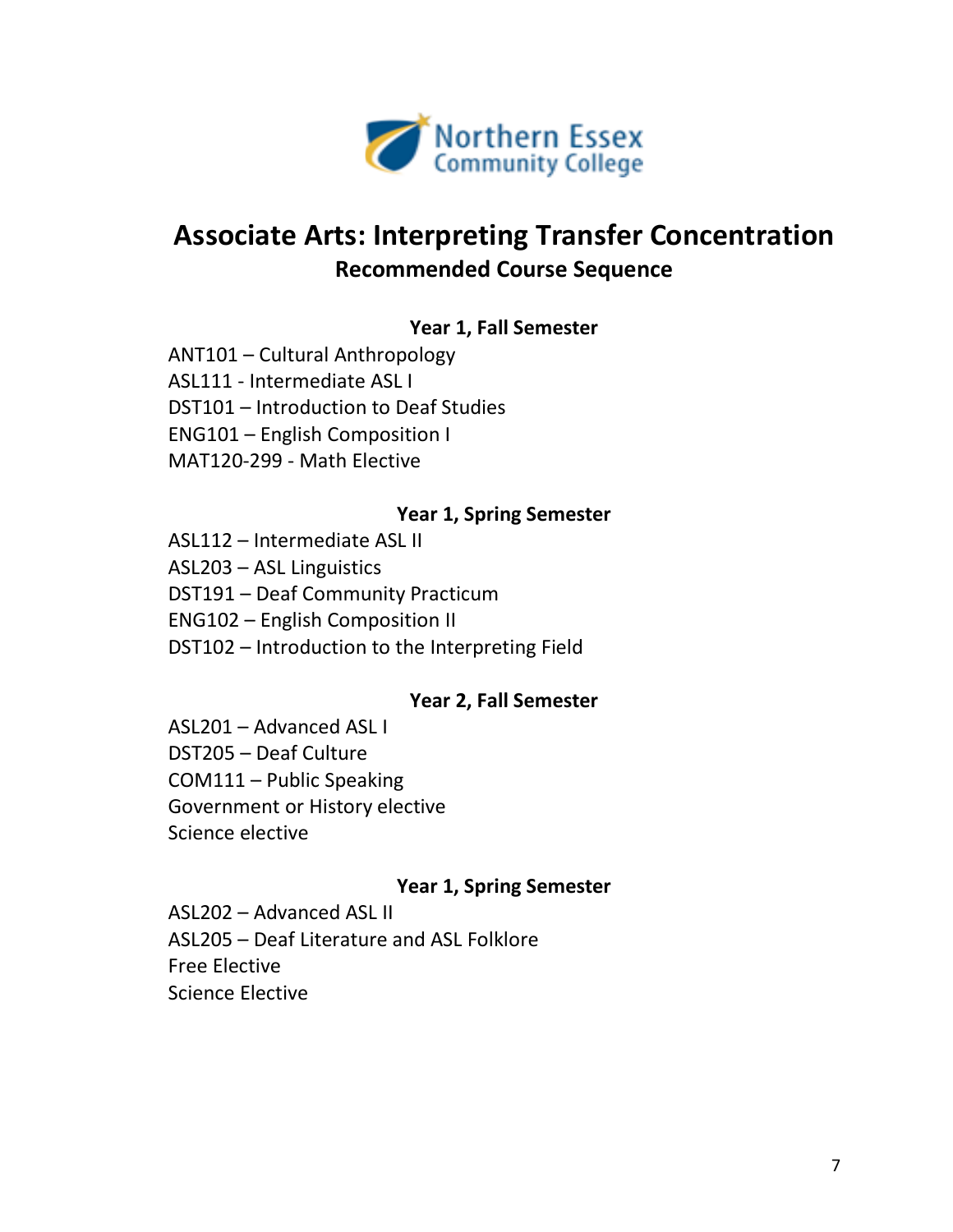# Associate Arts: Interpreting Transfer Concentration

## Recommended Course Sequence

### Year 1, Fall Semester

ANT101 – Cultural Anthropology
ASL111 - Intermediate ASL I
DST101 – Introduction to Deaf Studies
ENG101 – English Composition I
MAT120-299 - Math Elective

### Year 1, Spring Semester

ASL112 – Intermediate ASL II
ASL203 – ASL Linguistics
DST191 – Deaf Community Practicum
ENG102 – English Composition II
DST102 – Introduction to the Interpreting Field

### Year 2, Fall Semester

ASL201 – Advanced ASL I
DST205 – Deaf Culture
COM111 – Public Speaking
Government or History elective
Science elective

### Year 1, Spring Semester

ASL202 – Advanced ASL II
ASL205 – Deaf Literature and ASL Folklore
Free Elective
Science Elective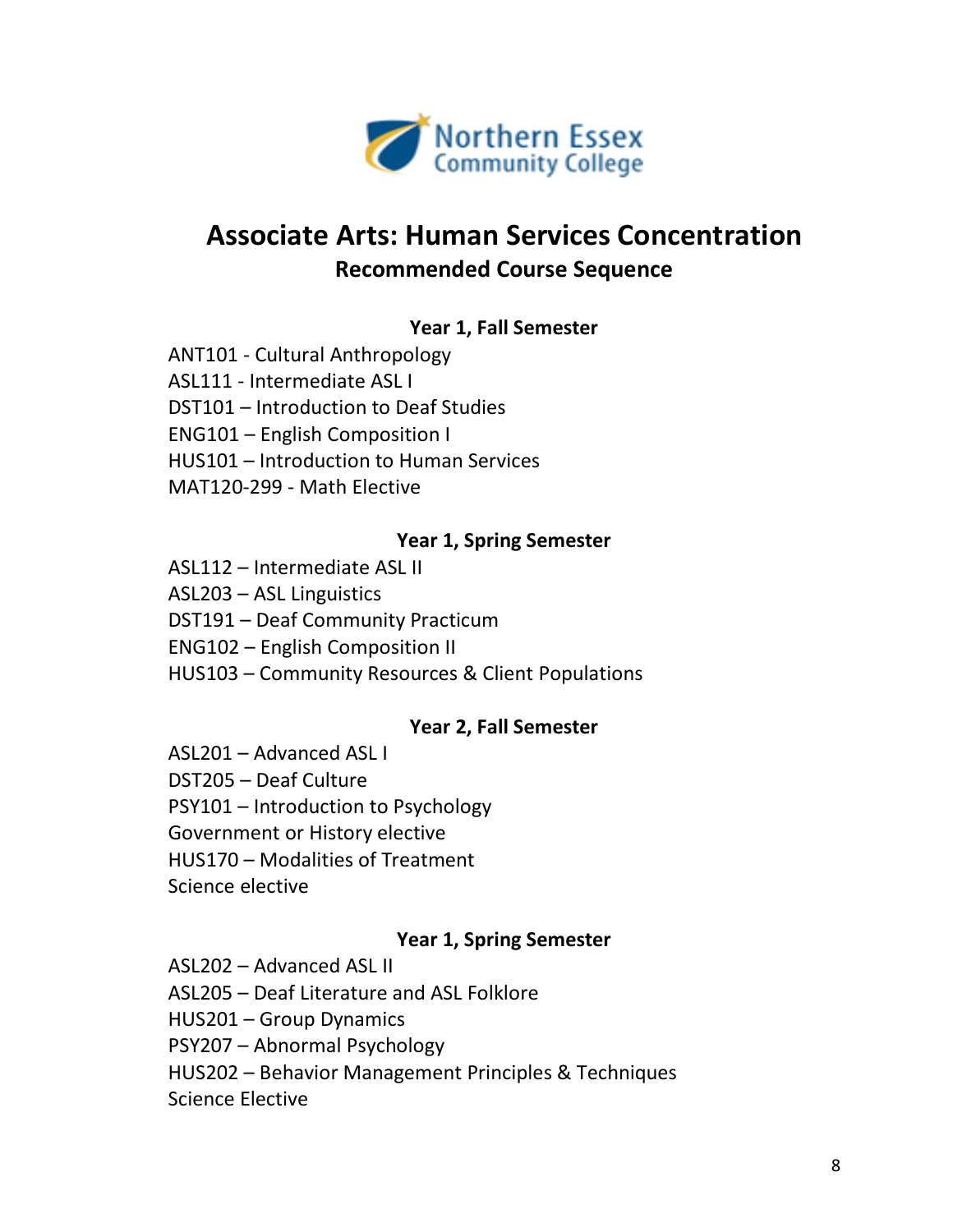**Northern Essex Community College**

# Associate Arts: Human Services Concentration

## Recommended Course Sequence

### Year 1, Fall Semester

ANT101 - Cultural Anthropology
ASL111 - Intermediate ASL I
DST101 – Introduction to Deaf Studies
ENG101 – English Composition I
HUS101 – Introduction to Human Services
MAT120-299 - Math Elective

### Year 1, Spring Semester

ASL112 – Intermediate ASL II
ASL203 – ASL Linguistics
DST191 – Deaf Community Practicum
ENG102 – English Composition II
HUS103 – Community Resources & Client Populations

### Year 2, Fall Semester

ASL201 – Advanced ASL I
DST205 – Deaf Culture
PSY101 – Introduction to Psychology
Government or History elective
HUS170 – Modalities of Treatment
Science elective

### Year 1, Spring Semester

ASL202 – Advanced ASL II
ASL205 – Deaf Literature and ASL Folklore
HUS201 – Group Dynamics
PSY207 – Abnormal Psychology
HUS202 – Behavior Management Principles & Techniques
Science Elective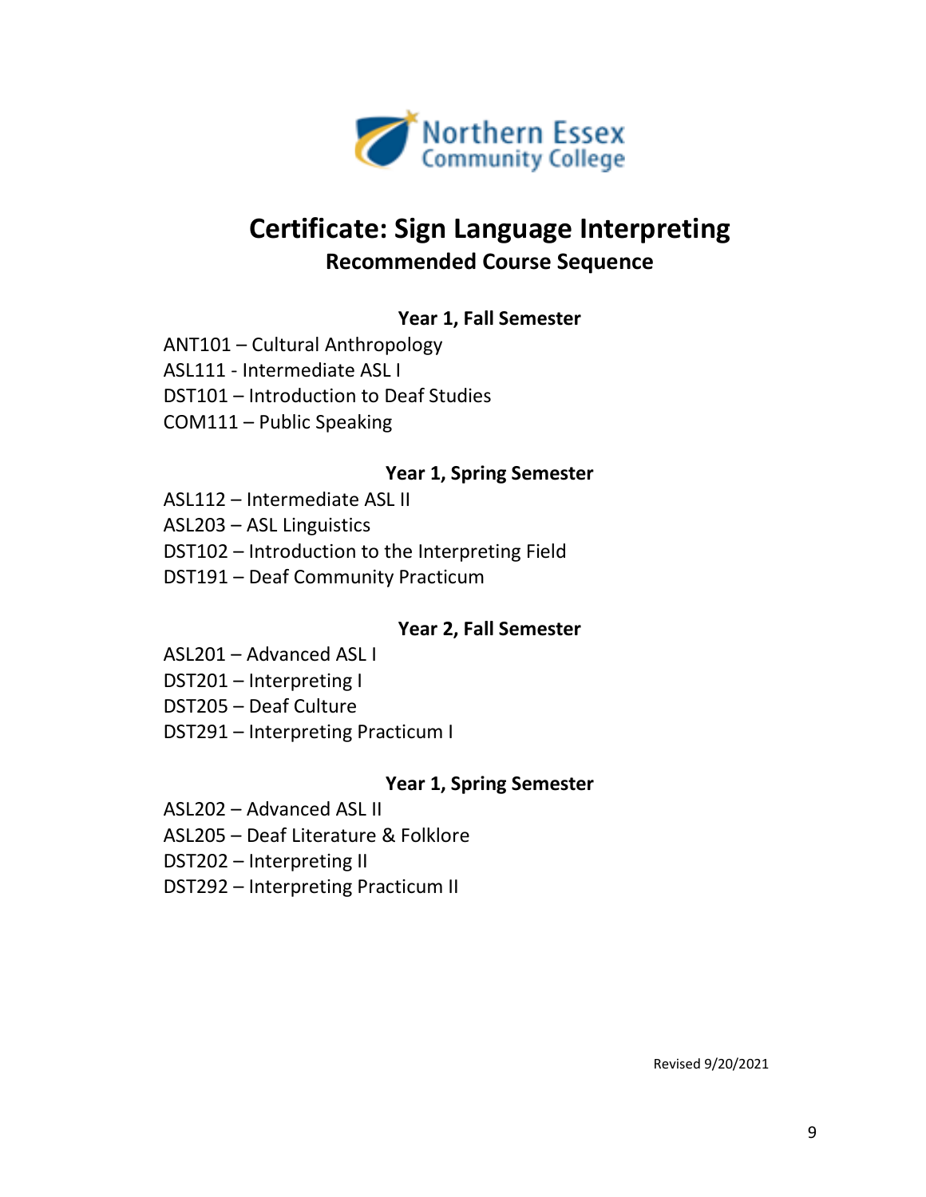Northern Essex Community College

# Certificate: Sign Language Interpreting

## Recommended Course Sequence

### Year 1, Fall Semester

ANT101 – Cultural Anthropology
ASL111 - Intermediate ASL I
DST101 – Introduction to Deaf Studies
COM111 – Public Speaking

### Year 1, Spring Semester

ASL112 – Intermediate ASL II
ASL203 – ASL Linguistics
DST102 – Introduction to the Interpreting Field
DST191 – Deaf Community Practicum

### Year 2, Fall Semester

ASL201 – Advanced ASL I
DST201 – Interpreting I
DST205 – Deaf Culture
DST291 – Interpreting Practicum I

### Year 1, Spring Semester

ASL202 – Advanced ASL II
ASL205 – Deaf Literature & Folklore
DST202 – Interpreting II
DST292 – Interpreting Practicum II

Revised 9/20/2021